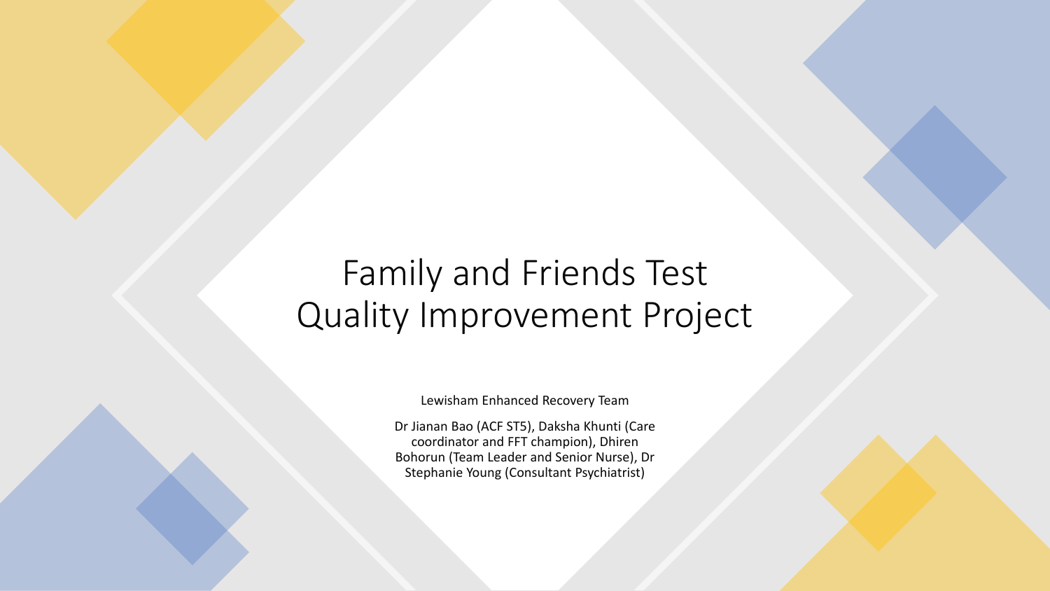# Family and Friends Test Quality Improvement Project

Lewisham Enhanced Recovery Team

Dr Jianan Bao (ACF ST5), Daksha Khunti (Care coordinator and FFT champion), Dhiren Bohorun (Team Leader and Senior Nurse), Dr Stephanie Young (Consultant Psychiatrist)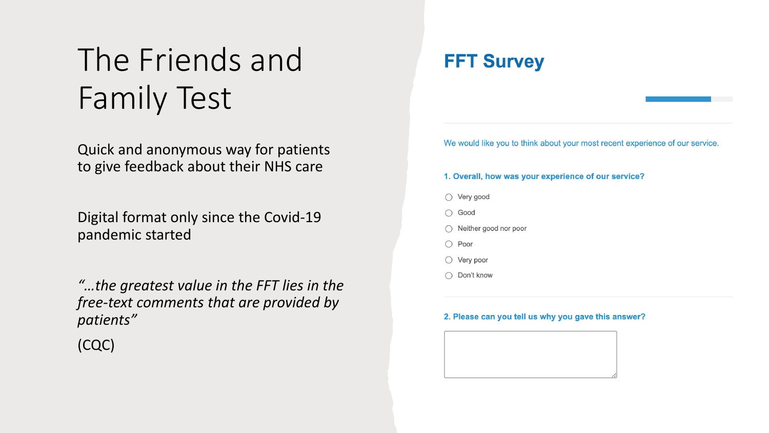# The Friends and Family Test

Quick and anonymous way for patients to give feedback about their NHS care

Digital format only since the Covid-19 pandemic started

*"…the greatest value in the FFT lies in the free-text comments that are provided by patients"*

(CQC)

## FFT Survey

We would like you to think about your most recent experience of our service.

**1. Overall, how was your experience of our service?**

- ◯ Very good
- ◯ Good
- ◯ Neither good nor poor
- ◯ Poor
- ◯ Very poor
- ◯ Don't know

**2. Please can you tell us why you gave this answer?**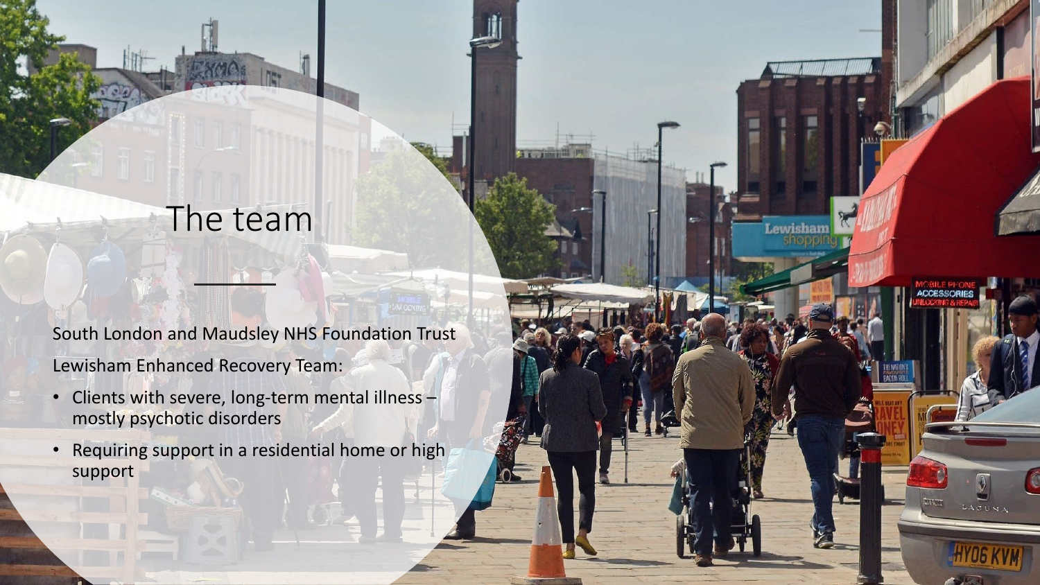# The team

South London and Maudsley NHS Foundation Trust

Lewisham Enhanced Recovery Team:

- Clients with severe, long-term mental illness – mostly psychotic disorders
- Requiring support in a residential home or high support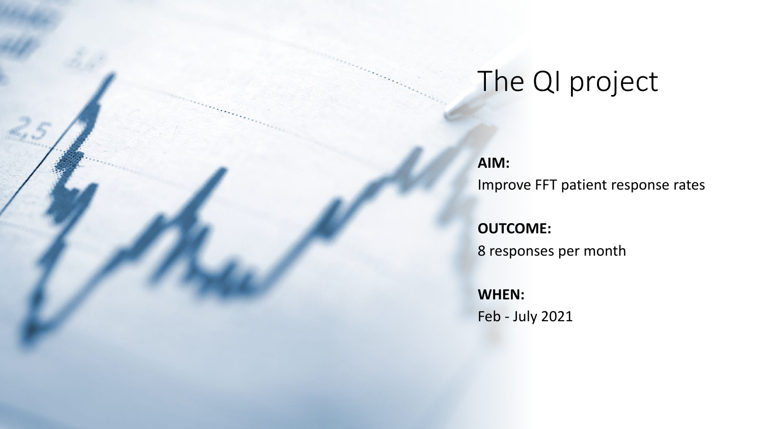# The QI project

**AIM:**
Improve FFT patient response rates

**OUTCOME:**
8 responses per month

**WHEN:**
Feb - July 2021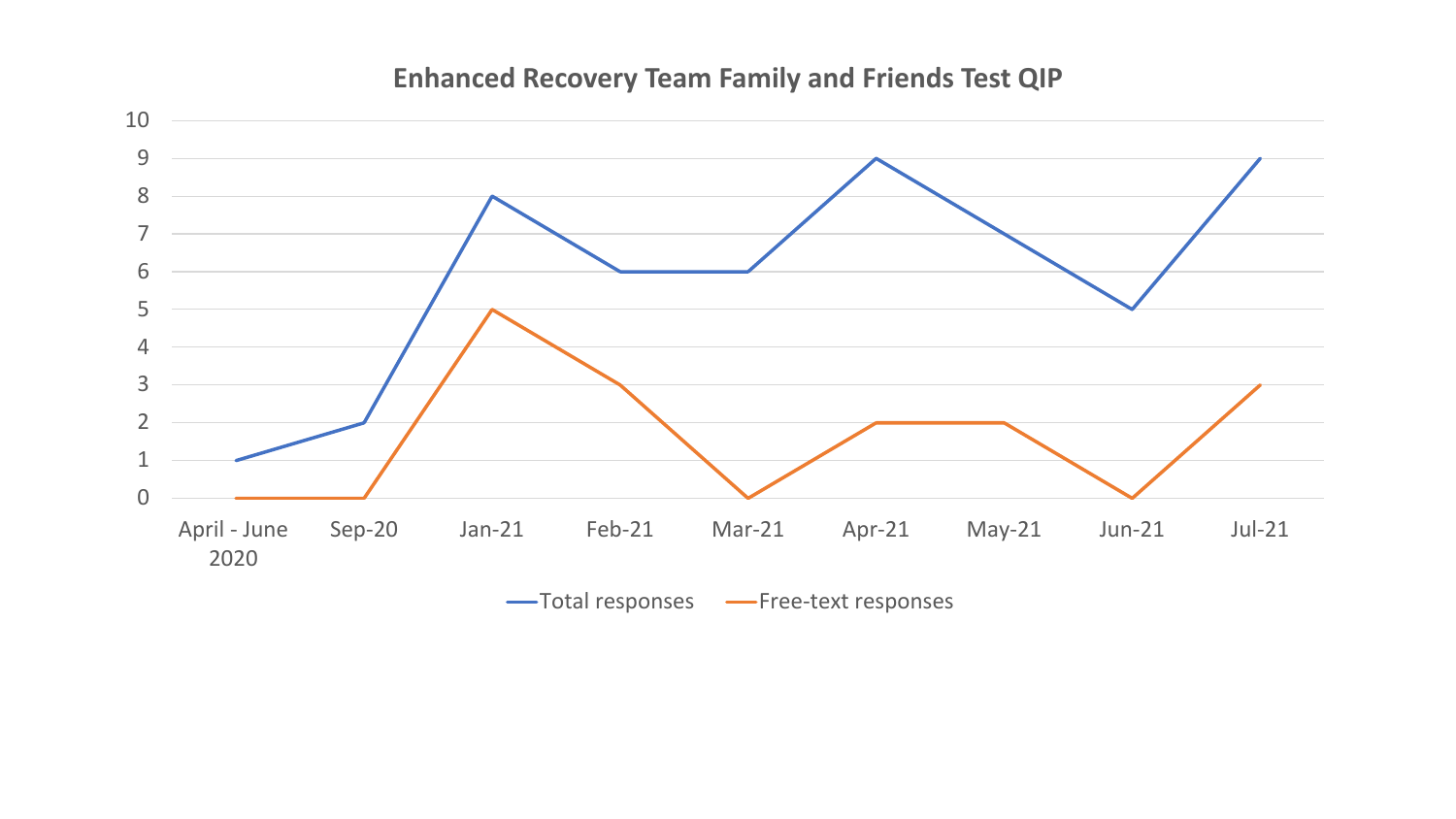Enhanced Recovery Team Family and Friends Test QIP

10
9
8
7
6
5
4
3
2
1
0

April - June 2020
Sep-20
Jan-21
Feb-21
Mar-21
Apr-21
May-21
Jun-21
Jul-21

Total responses
Free-text responses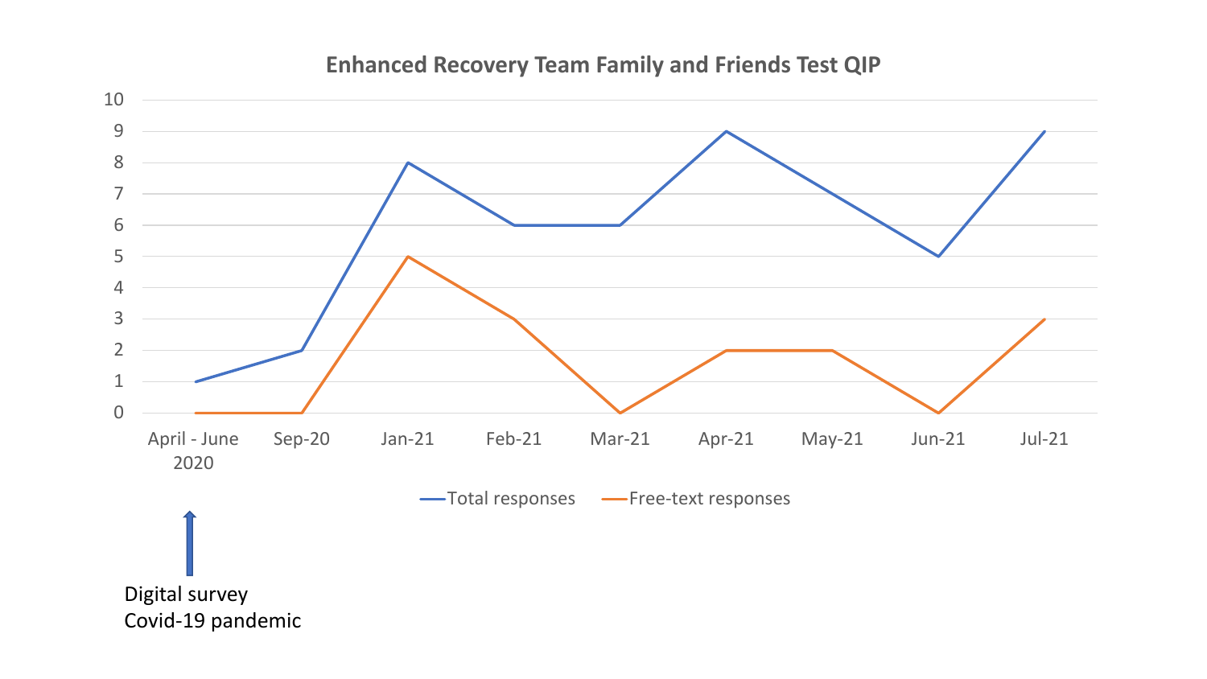Enhanced Recovery Team Family and Friends Test QIP

10
9
8
7
6
5
4
3
2
1
0

April - June 2020
Sep-20
Jan-21
Feb-21
Mar-21
Apr-21
May-21
Jun-21
Jul-21

Total responses
Free-text responses

Digital survey
Covid-19 pandemic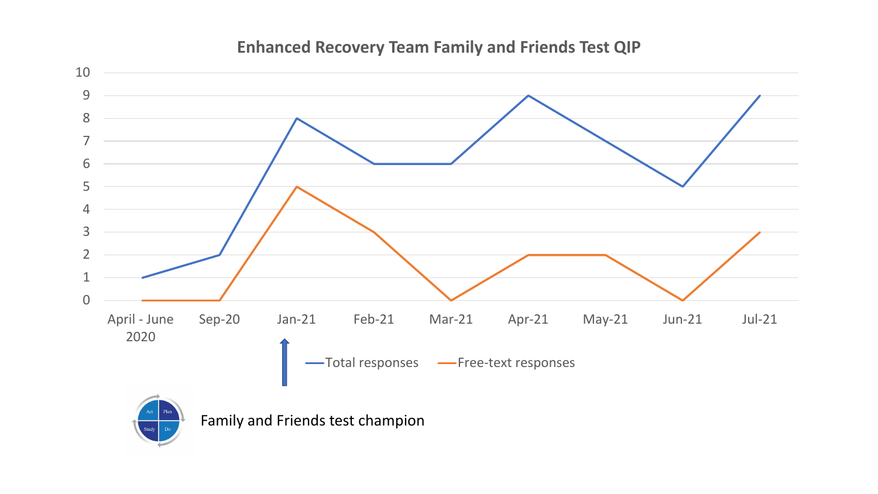Enhanced Recovery Team Family and Friends Test QIP

10
9
8
7
6
5
4
3
2
1
0

April - June 2020
Sep-20
Jan-21
Feb-21
Mar-21
Apr-21
May-21
Jun-21
Jul-21

Total responses
Free-text responses

Act
Plan
Study
Do

Family and Friends test champion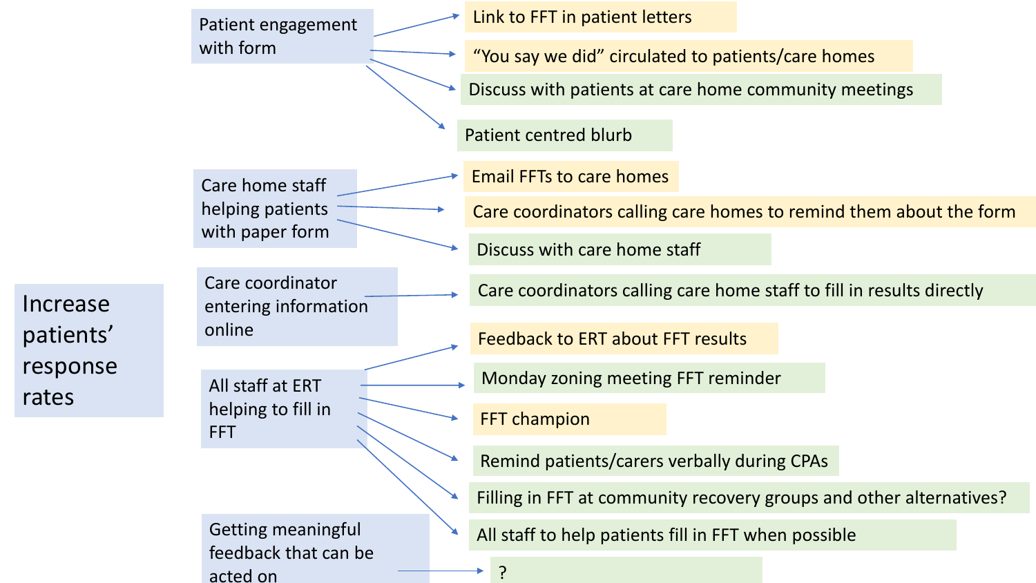Increase patients' response rates

Patient engagement with form

- Link to FFT in patient letters
- "You say we did" circulated to patients/care homes
- Discuss with patients at care home community meetings
- Patient centred blurb

Care home staff helping patients with paper form

- Email FFTs to care homes
- Care coordinators calling care homes to remind them about the form
- Discuss with care home staff

Care coordinator entering information online

- Care coordinators calling care home staff to fill in results directly

All staff at ERT helping to fill in FFT

- Feedback to ERT about FFT results
- Monday zoning meeting FFT reminder
- FFT champion
- Remind patients/carers verbally during CPAs
- Filling in FFT at community recovery groups and other alternatives?
- All staff to help patients fill in FFT when possible

Getting meaningful feedback that can be acted on

- ?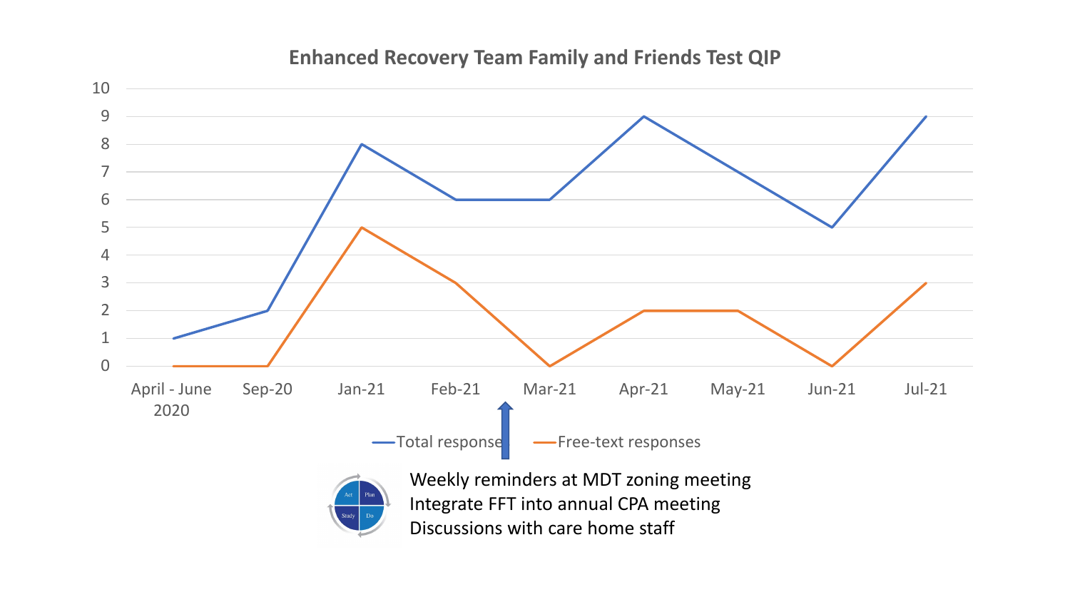Enhanced Recovery Team Family and Friends Test QIP

10
9
8
7
6
5
4
3
2
1
0

April - June 2020
Sep-20
Jan-21
Feb-21
Mar-21
Apr-21
May-21
Jun-21
Jul-21

Total responses
Free-text responses

Act
Plan
Study
Do

Weekly reminders at MDT zoning meeting
Integrate FFT into annual CPA meeting
Discussions with care home staff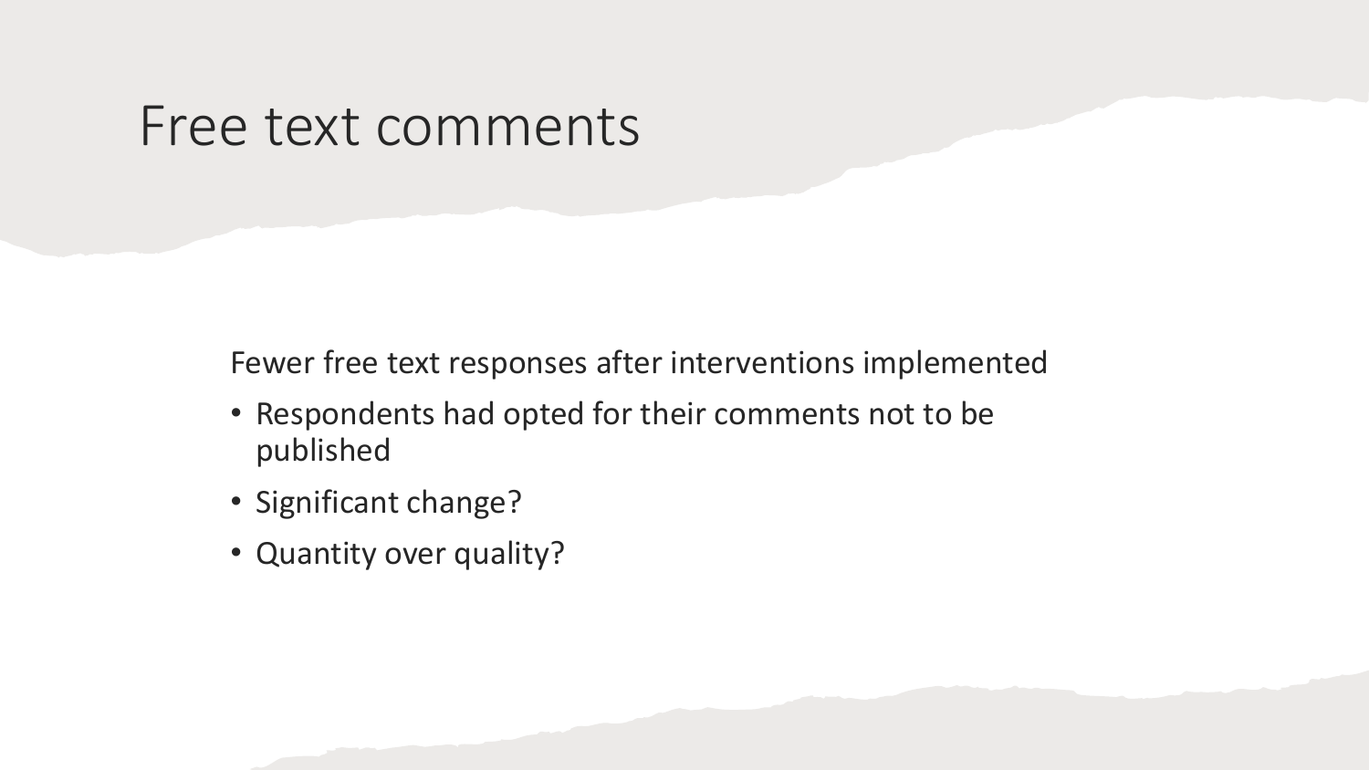# Free text comments

Fewer free text responses after interventions implemented

- Respondents had opted for their comments not to be published
- Significant change?
- Quantity over quality?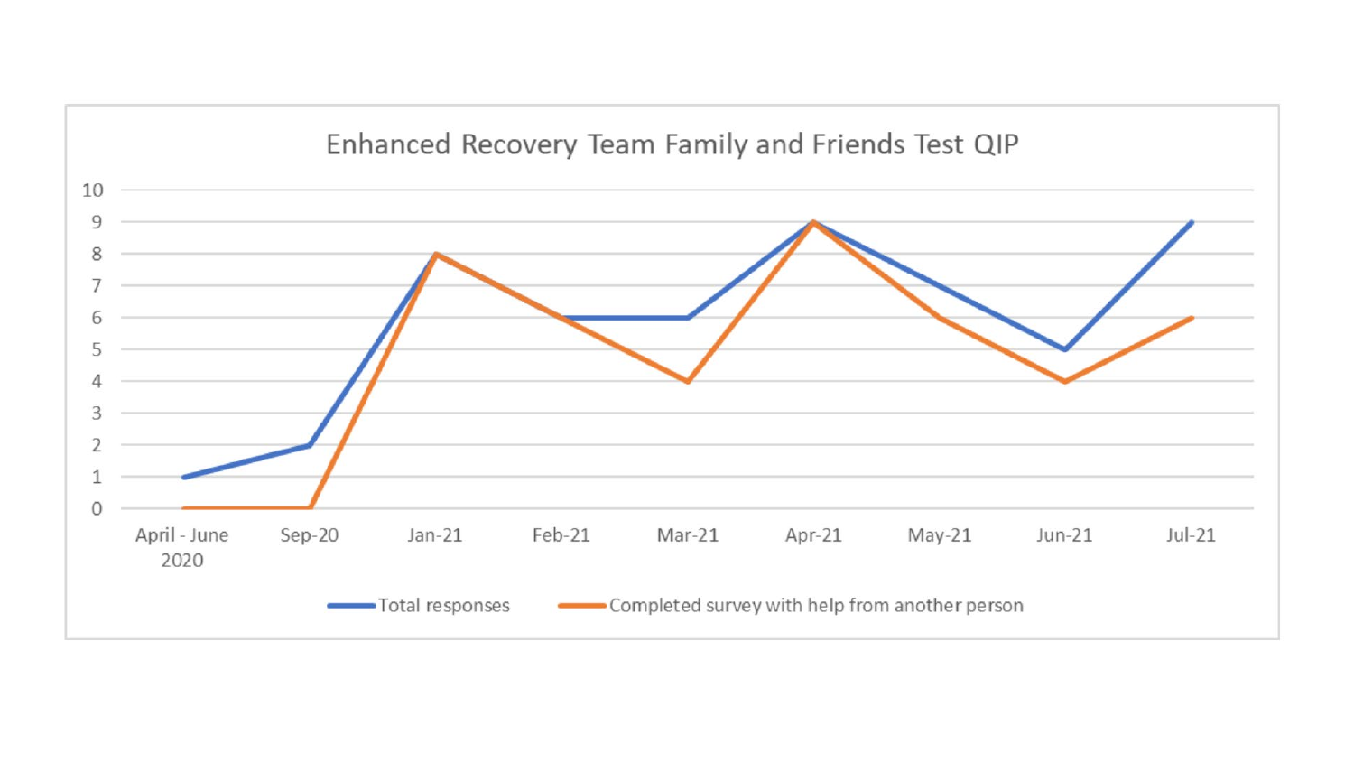Enhanced Recovery Team Family and Friends Test QIP

10
9
8
7
6
5
4
3
2
1
0

April - June 2020
Sep-20
Jan-21
Feb-21
Mar-21
Apr-21
May-21
Jun-21
Jul-21

Total responses
Completed survey with help from another person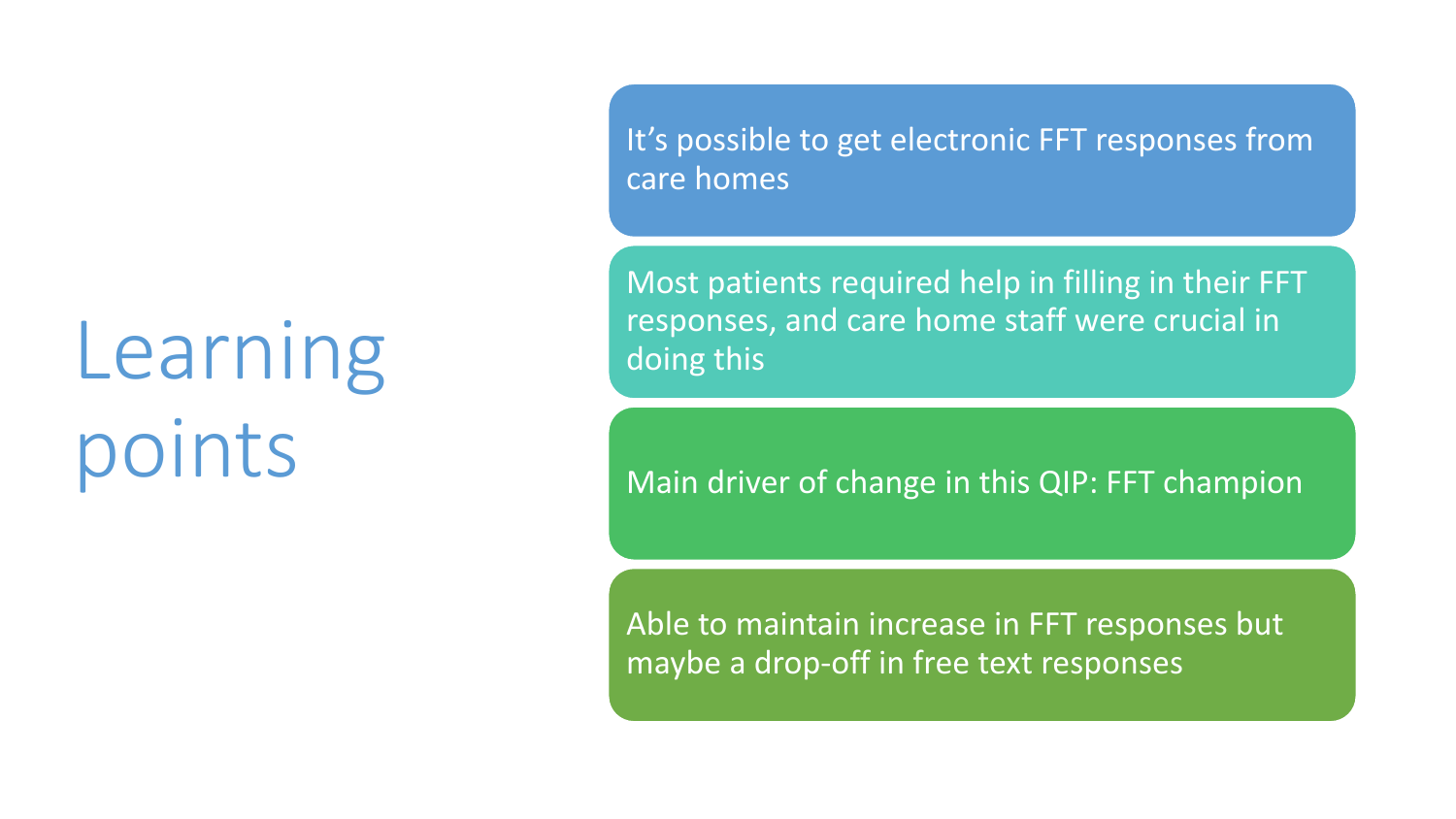# Learning points

- It’s possible to get electronic FFT responses from care homes
- Most patients required help in filling in their FFT responses, and care home staff were crucial in doing this
- Main driver of change in this QIP: FFT champion
- Able to maintain increase in FFT responses but maybe a drop-off in free text responses